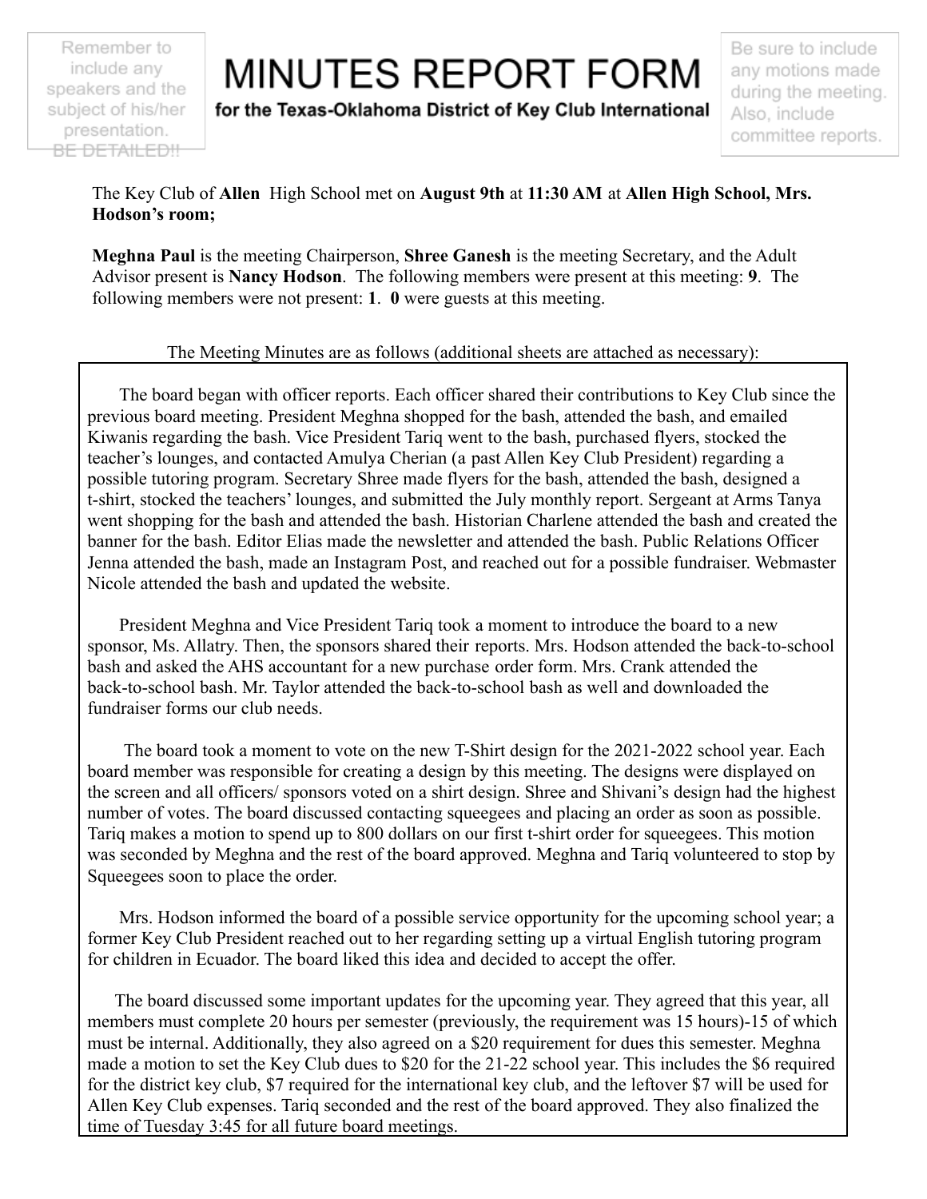Remember to include any speakers and the subject of his/her presentation. BE DETAILED!!

# MINUTES REPORT FORM

**for the Texas-Oklahoma District of Key Club International**

Be sure to include any motions made during the meeting. Also, include committee reports.

The Key Club of **Allen** High School met on **August 9th** at **11:30 AM** at **Allen High School, Mrs. Hodson's room;**

**Meghna Paul** is the meeting Chairperson, **Shree Ganesh** is the meeting Secretary, and the Adult Advisor present is **Nancy Hodson**. The following members were present at this meeting: **9**. The following members were not present: **1**. **0** were guests at this meeting.

The Meeting Minutes are as follows (additional sheets are attached as necessary):

The board began with officer reports. Each officer shared their contributions to Key Club since the previous board meeting. President Meghna shopped for the bash, attended the bash, and emailed Kiwanis regarding the bash. Vice President Tariq went to the bash, purchased flyers, stocked the teacher's lounges, and contacted Amulya Cherian (a past Allen Key Club President) regarding a possible tutoring program. Secretary Shree made flyers for the bash, attended the bash, designed a t-shirt, stocked the teachers' lounges, and submitted the July monthly report. Sergeant at Arms Tanya went shopping for the bash and attended the bash. Historian Charlene attended the bash and created the banner for the bash. Editor Elias made the newsletter and attended the bash. Public Relations Officer Jenna attended the bash, made an Instagram Post, and reached out for a possible fundraiser. Webmaster Nicole attended the bash and updated the website.

President Meghna and Vice President Tariq took a moment to introduce the board to a new sponsor, Ms. Allatry. Then, the sponsors shared their reports. Mrs. Hodson attended the back-to-school bash and asked the AHS accountant for a new purchase order form. Mrs. Crank attended the back-to-school bash. Mr. Taylor attended the back-to-school bash as well and downloaded the fundraiser forms our club needs.

The board took a moment to vote on the new T-Shirt design for the 2021-2022 school year. Each board member was responsible for creating a design by this meeting. The designs were displayed on the screen and all officers/ sponsors voted on a shirt design. Shree and Shivani's design had the highest number of votes. The board discussed contacting squeegees and placing an order as soon as possible. Tariq makes a motion to spend up to 800 dollars on our first t-shirt order for squeegees. This motion was seconded by Meghna and the rest of the board approved. Meghna and Tariq volunteered to stop by Squeegees soon to place the order.

Mrs. Hodson informed the board of a possible service opportunity for the upcoming school year; a former Key Club President reached out to her regarding setting up a virtual English tutoring program for children in Ecuador. The board liked this idea and decided to accept the offer.

The board discussed some important updates for the upcoming year. They agreed that this year, all members must complete 20 hours per semester (previously, the requirement was 15 hours)-15 of which must be internal. Additionally, they also agreed on a $20 requirement for dues this semester. Meghna made a motion to set the Key Club dues to $20 for the 21-22 school year. This includes the $6 required for the district key club, $7 required for the international key club, and the leftover $7 will be used for Allen Key Club expenses. Tariq seconded and the rest of the board approved. They also finalized the time of Tuesday 3:45 for all future board meetings.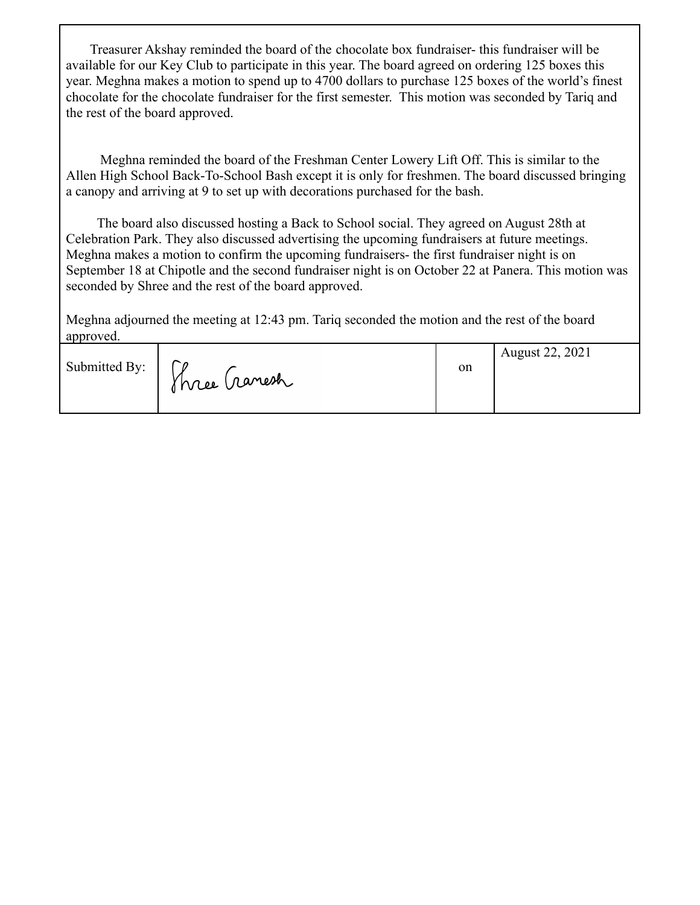Treasurer Akshay reminded the board of the chocolate box fundraiser- this fundraiser will be available for our Key Club to participate in this year. The board agreed on ordering 125 boxes this year. Meghna makes a motion to spend up to 4700 dollars to purchase 125 boxes of the world's finest chocolate for the chocolate fundraiser for the first semester. This motion was seconded by Tariq and the rest of the board approved.

Meghna reminded the board of the Freshman Center Lowery Lift Off. This is similar to the Allen High School Back-To-School Bash except it is only for freshmen. The board discussed bringing a canopy and arriving at 9 to set up with decorations purchased for the bash.

The board also discussed hosting a Back to School social. They agreed on August 28th at Celebration Park. They also discussed advertising the upcoming fundraisers at future meetings. Meghna makes a motion to confirm the upcoming fundraisers- the first fundraiser night is on September 18 at Chipotle and the second fundraiser night is on October 22 at Panera. This motion was seconded by Shree and the rest of the board approved.

Meghna adjourned the meeting at 12:43 pm. Tariq seconded the motion and the rest of the board approved.

| | | | |
|---|---|---|---|
| Submitted By: | Shree Ganesh | on | August 22, 2021 |